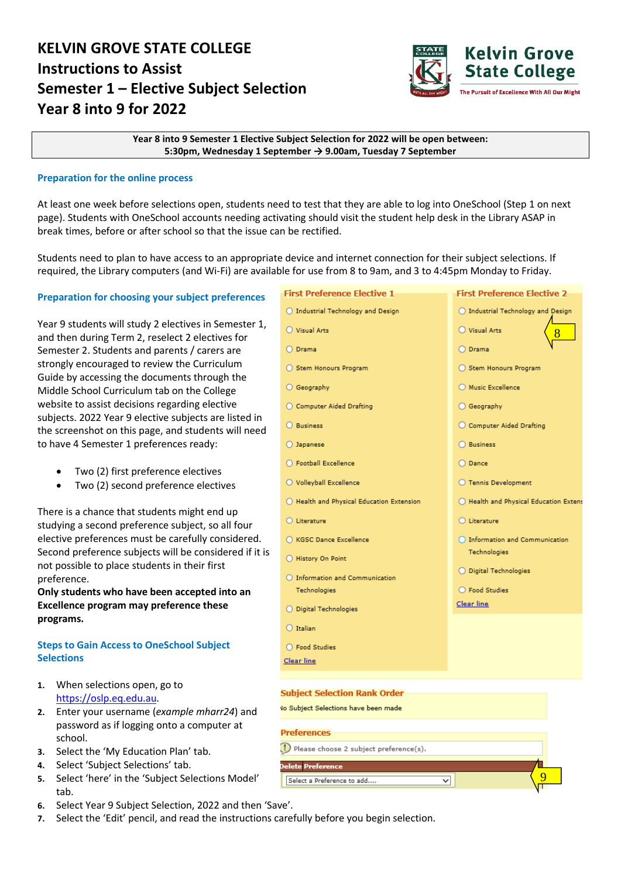# KELVIN GROVE STATE COLLEGE
# Instructions to Assist Semester 1 – Elective Subject Selection Year 8 into 9 for 2022

Kelvin Grove State College
The Pursuit of Excellence With All Our Might

**Year 8 into 9 Semester 1 Elective Subject Selection for 2022 will be open between:**
**5:30pm, Wednesday 1 September → 9.00am, Tuesday 7 September**

## Preparation for the online process

At least one week before selections open, students need to test that they are able to log into OneSchool (Step 1 on next page). Students with OneSchool accounts needing activating should visit the student help desk in the Library ASAP in break times, before or after school so that the issue can be rectified.

Students need to plan to have access to an appropriate device and internet connection for their subject selections. If required, the Library computers (and Wi-Fi) are available for use from 8 to 9am, and 3 to 4:45pm Monday to Friday.

## Preparation for choosing your subject preferences

Year 9 students will study 2 electives in Semester 1, and then during Term 2, reselect 2 electives for Semester 2. Students and parents / carers are strongly encouraged to review the Curriculum Guide by accessing the documents through the Middle School Curriculum tab on the College website to assist decisions regarding elective subjects. 2022 Year 9 elective subjects are listed in the screenshot on this page, and students will need to have 4 Semester 1 preferences ready:

- Two (2) first preference electives
- Two (2) second preference electives

There is a chance that students might end up studying a second preference subject, so all four elective preferences must be carefully considered. Second preference subjects will be considered if it is not possible to place students in their first preference.
**Only students who have been accepted into an Excellence program may preference these programs.**

| First Preference Elective 1 | First Preference Elective 2 |
|---|---|
| Industrial Technology and Design | Industrial Technology and Design |
| Visual Arts | Visual Arts |
| Drama | Drama |
| Stem Honours Program | Stem Honours Program |
| Geography | Music Excellence |
| Computer Aided Drafting | Geography |
| Business | Computer Aided Drafting |
| Japanese | Business |
| Football Excellence | Dance |
| Volleyball Excellence | Tennis Development |
| Health and Physical Education Extension | Health and Physical Education Extens |
| Literature | Literature |
| KGSC Dance Excellence | Information and Communication Technologies |
| History On Point | Digital Technologies |
| Information and Communication Technologies | Food Studies |
| Digital Technologies | Clear line |
| Italian | |
| Food Studies | |
| Clear line | |

8

**Subject Selection Rank Order**
No Subject Selections have been made

**Preferences**
Please choose 2 subject preference(s).
Delete Preference
Select a Preference to add....

9

## Steps to Gain Access to OneSchool Subject Selections

1. When selections open, go to https://oslp.eq.edu.au.
2. Enter your username (*example mharr24*) and password as if logging onto a computer at school.
3. Select the 'My Education Plan' tab.
4. Select 'Subject Selections' tab.
5. Select 'here' in the 'Subject Selections Model' tab.
6. Select Year 9 Subject Selection, 2022 and then 'Save'.
7. Select the 'Edit' pencil, and read the instructions carefully before you begin selection.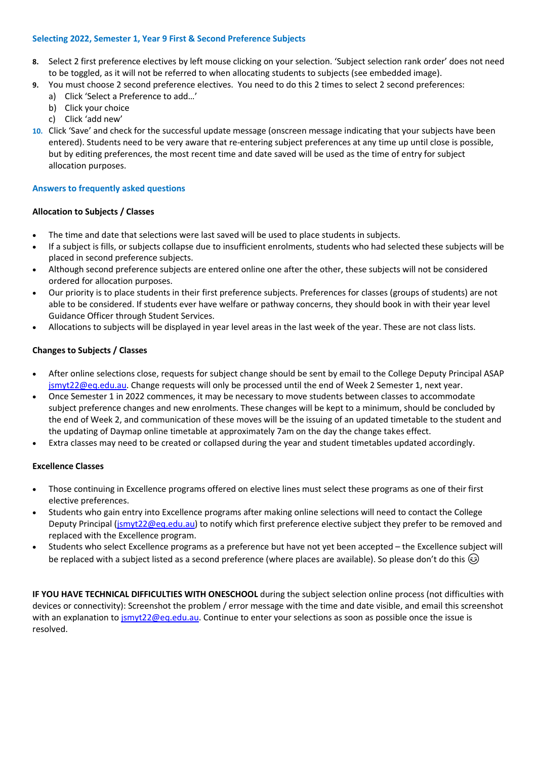## Selecting 2022, Semester 1, Year 9 First & Second Preference Subjects

8. Select 2 first preference electives by left mouse clicking on your selection. 'Subject selection rank order' does not need to be toggled, as it will not be referred to when allocating students to subjects (see embedded image).
9. You must choose 2 second preference electives. You need to do this 2 times to select 2 second preferences:
   a) Click 'Select a Preference to add…'
   b) Click your choice
   c) Click 'add new'
10. Click 'Save' and check for the successful update message (onscreen message indicating that your subjects have been entered). Students need to be very aware that re-entering subject preferences at any time up until close is possible, but by editing preferences, the most recent time and date saved will be used as the time of entry for subject allocation purposes.

## Answers to frequently asked questions

### Allocation to Subjects / Classes

- The time and date that selections were last saved will be used to place students in subjects.
- If a subject is fills, or subjects collapse due to insufficient enrolments, students who had selected these subjects will be placed in second preference subjects.
- Although second preference subjects are entered online one after the other, these subjects will not be considered ordered for allocation purposes.
- Our priority is to place students in their first preference subjects. Preferences for classes (groups of students) are not able to be considered. If students ever have welfare or pathway concerns, they should book in with their year level Guidance Officer through Student Services.
- Allocations to subjects will be displayed in year level areas in the last week of the year. These are not class lists.

### Changes to Subjects / Classes

- After online selections close, requests for subject change should be sent by email to the College Deputy Principal ASAP jsmyt22@eq.edu.au. Change requests will only be processed until the end of Week 2 Semester 1, next year.
- Once Semester 1 in 2022 commences, it may be necessary to move students between classes to accommodate subject preference changes and new enrolments. These changes will be kept to a minimum, should be concluded by the end of Week 2, and communication of these moves will be the issuing of an updated timetable to the student and the updating of Daymap online timetable at approximately 7am on the day the change takes effect.
- Extra classes may need to be created or collapsed during the year and student timetables updated accordingly.

### Excellence Classes

- Those continuing in Excellence programs offered on elective lines must select these programs as one of their first elective preferences.
- Students who gain entry into Excellence programs after making online selections will need to contact the College Deputy Principal (jsmyt22@eq.edu.au) to notify which first preference elective subject they prefer to be removed and replaced with the Excellence program.
- Students who select Excellence programs as a preference but have not yet been accepted – the Excellence subject will be replaced with a subject listed as a second preference (where places are available). So please don't do this 😉

**IF YOU HAVE TECHNICAL DIFFICULTIES WITH ONESCHOOL** during the subject selection online process (not difficulties with devices or connectivity): Screenshot the problem / error message with the time and date visible, and email this screenshot with an explanation to jsmyt22@eq.edu.au. Continue to enter your selections as soon as possible once the issue is resolved.